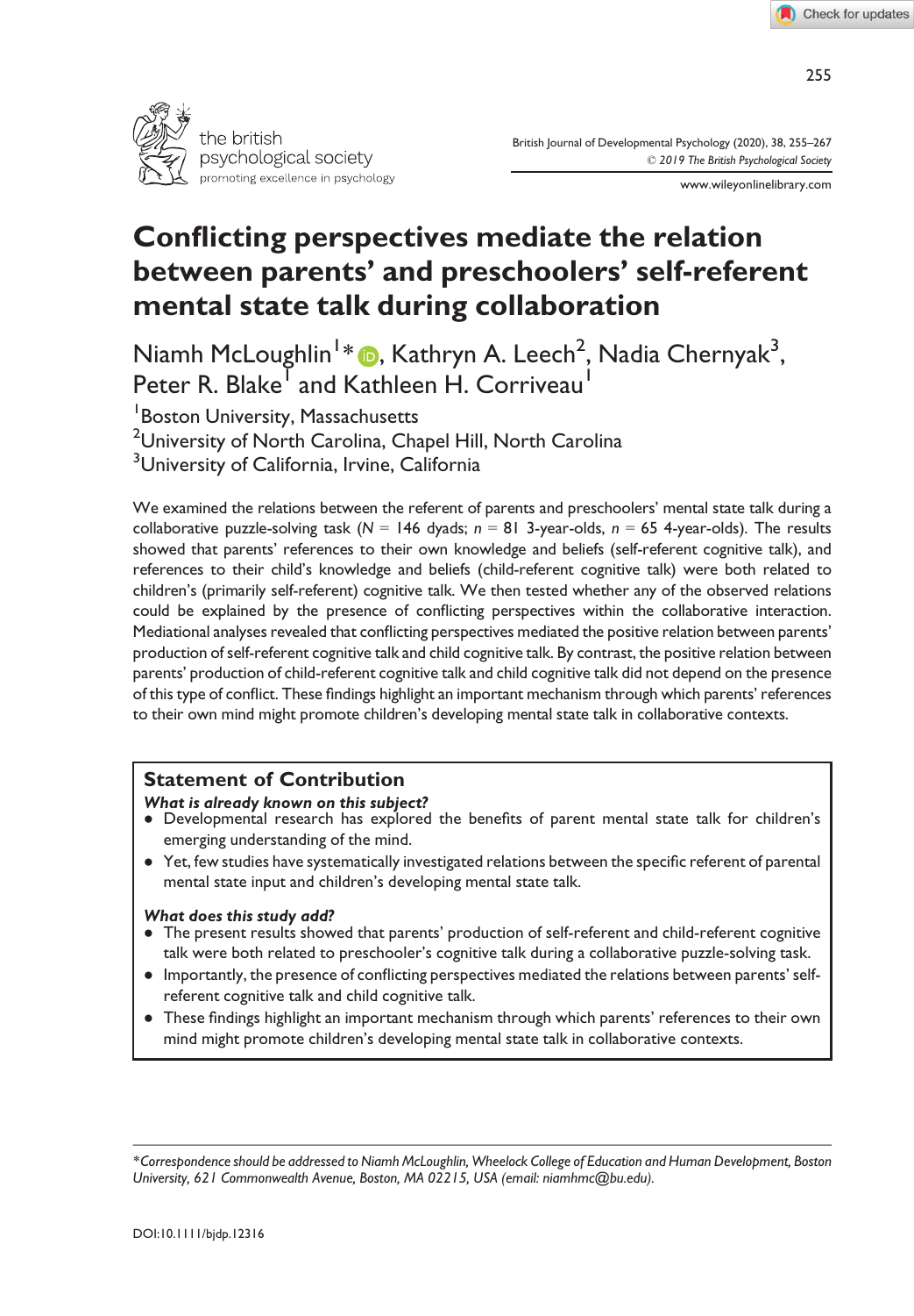# Conflicting perspectives mediate the relation between parents' and preschoolers' self-referent mental state talk during collaboration

Niamh McLoughlin[1]*, Kathryn A. Leech[2], Nadia Chernyak[3], Peter R. Blake[1] and Kathleen H. Corriveau[1]

[1]Boston University, Massachusetts
[2]University of North Carolina, Chapel Hill, North Carolina
[3]University of California, Irvine, California

We examined the relations between the referent of parents and preschoolers' mental state talk during a collaborative puzzle-solving task ($N$ = 146 dyads; $n$ = 81 3-year-olds, $n$ = 65 4-year-olds). The results showed that parents' references to their own knowledge and beliefs (self-referent cognitive talk), and references to their child's knowledge and beliefs (child-referent cognitive talk) were both related to children's (primarily self-referent) cognitive talk. We then tested whether any of the observed relations could be explained by the presence of conflicting perspectives within the collaborative interaction. Mediational analyses revealed that conflicting perspectives mediated the positive relation between parents' production of self-referent cognitive talk and child cognitive talk. By contrast, the positive relation between parents' production of child-referent cognitive talk and child cognitive talk did not depend on the presence of this type of conflict. These findings highlight an important mechanism through which parents' references to their own mind might promote children's developing mental state talk in collaborative contexts.

## Statement of Contribution

***What is already known on this subject?***

- Developmental research has explored the benefits of parent mental state talk for children's emerging understanding of the mind.
- Yet, few studies have systematically investigated relations between the specific referent of parental mental state input and children's developing mental state talk.

***What does this study add?***

- The present results showed that parents' production of self-referent and child-referent cognitive talk were both related to preschooler's cognitive talk during a collaborative puzzle-solving task.
- Importantly, the presence of conflicting perspectives mediated the relations between parents' self-referent cognitive talk and child cognitive talk.
- These findings highlight an important mechanism through which parents' references to their own mind might promote children's developing mental state talk in collaborative contexts.

*Correspondence should be addressed to Niamh McLoughlin, Wheelock College of Education and Human Development, Boston University, 621 Commonwealth Avenue, Boston, MA 02215, USA (email: niamhmc@bu.edu).*

DOI:10.1111/bjdp.12316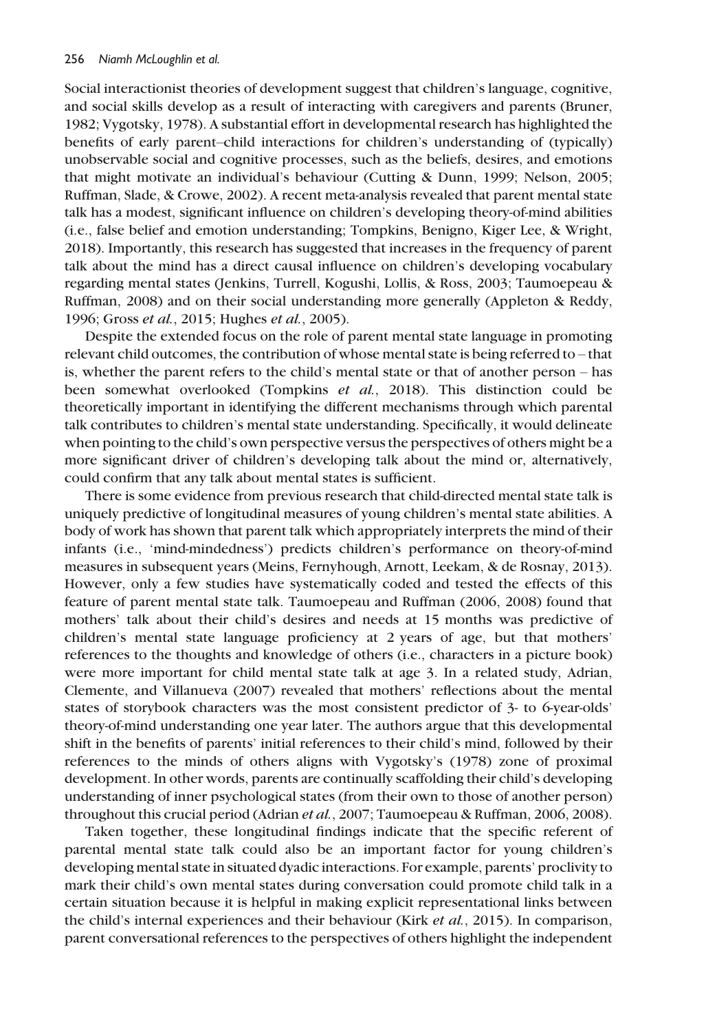Social interactionist theories of development suggest that children's language, cognitive, and social skills develop as a result of interacting with caregivers and parents (Bruner, 1982; Vygotsky, 1978). A substantial effort in developmental research has highlighted the benefits of early parent–child interactions for children's understanding of (typically) unobservable social and cognitive processes, such as the beliefs, desires, and emotions that might motivate an individual's behaviour (Cutting & Dunn, 1999; Nelson, 2005; Ruffman, Slade, & Crowe, 2002). A recent meta-analysis revealed that parent mental state talk has a modest, significant influence on children's developing theory-of-mind abilities (i.e., false belief and emotion understanding; Tompkins, Benigno, Kiger Lee, & Wright, 2018). Importantly, this research has suggested that increases in the frequency of parent talk about the mind has a direct causal influence on children's developing vocabulary regarding mental states (Jenkins, Turrell, Kogushi, Lollis, & Ross, 2003; Taumoepeau & Ruffman, 2008) and on their social understanding more generally (Appleton & Reddy, 1996; Gross *et al.*, 2015; Hughes *et al.*, 2005).

Despite the extended focus on the role of parent mental state language in promoting relevant child outcomes, the contribution of whose mental state is being referred to – that is, whether the parent refers to the child's mental state or that of another person – has been somewhat overlooked (Tompkins *et al.*, 2018). This distinction could be theoretically important in identifying the different mechanisms through which parental talk contributes to children's mental state understanding. Specifically, it would delineate when pointing to the child's own perspective versus the perspectives of others might be a more significant driver of children's developing talk about the mind or, alternatively, could confirm that any talk about mental states is sufficient.

There is some evidence from previous research that child-directed mental state talk is uniquely predictive of longitudinal measures of young children's mental state abilities. A body of work has shown that parent talk which appropriately interprets the mind of their infants (i.e., 'mind-mindedness') predicts children's performance on theory-of-mind measures in subsequent years (Meins, Fernyhough, Arnott, Leekam, & de Rosnay, 2013). However, only a few studies have systematically coded and tested the effects of this feature of parent mental state talk. Taumoepeau and Ruffman (2006, 2008) found that mothers' talk about their child's desires and needs at 15 months was predictive of children's mental state language proficiency at 2 years of age, but that mothers' references to the thoughts and knowledge of others (i.e., characters in a picture book) were more important for child mental state talk at age 3. In a related study, Adrian, Clemente, and Villanueva (2007) revealed that mothers' reflections about the mental states of storybook characters was the most consistent predictor of 3- to 6-year-olds' theory-of-mind understanding one year later. The authors argue that this developmental shift in the benefits of parents' initial references to their child's mind, followed by their references to the minds of others aligns with Vygotsky's (1978) zone of proximal development. In other words, parents are continually scaffolding their child's developing understanding of inner psychological states (from their own to those of another person) throughout this crucial period (Adrian *et al.*, 2007; Taumoepeau & Ruffman, 2006, 2008).

Taken together, these longitudinal findings indicate that the specific referent of parental mental state talk could also be an important factor for young children's developing mental state in situated dyadic interactions. For example, parents' proclivity to mark their child's own mental states during conversation could promote child talk in a certain situation because it is helpful in making explicit representational links between the child's internal experiences and their behaviour (Kirk *et al.*, 2015). In comparison, parent conversational references to the perspectives of others highlight the independent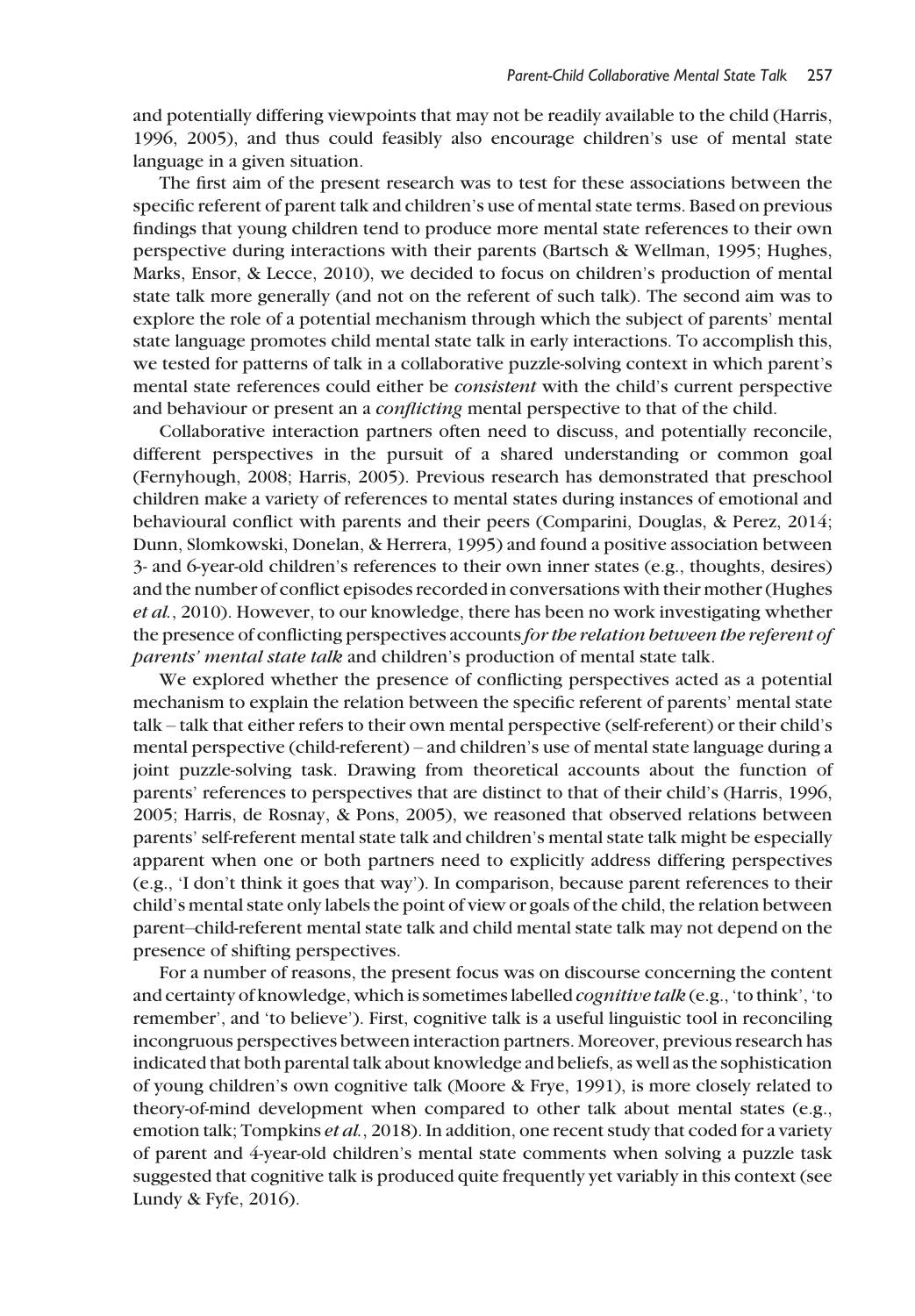and potentially differing viewpoints that may not be readily available to the child (Harris, 1996, 2005), and thus could feasibly also encourage children's use of mental state language in a given situation.

The first aim of the present research was to test for these associations between the specific referent of parent talk and children's use of mental state terms. Based on previous findings that young children tend to produce more mental state references to their own perspective during interactions with their parents (Bartsch & Wellman, 1995; Hughes, Marks, Ensor, & Lecce, 2010), we decided to focus on children's production of mental state talk more generally (and not on the referent of such talk). The second aim was to explore the role of a potential mechanism through which the subject of parents' mental state language promotes child mental state talk in early interactions. To accomplish this, we tested for patterns of talk in a collaborative puzzle-solving context in which parent's mental state references could either be *consistent* with the child's current perspective and behaviour or present an a *conflicting* mental perspective to that of the child.

Collaborative interaction partners often need to discuss, and potentially reconcile, different perspectives in the pursuit of a shared understanding or common goal (Fernyhough, 2008; Harris, 2005). Previous research has demonstrated that preschool children make a variety of references to mental states during instances of emotional and behavioural conflict with parents and their peers (Comparini, Douglas, & Perez, 2014; Dunn, Slomkowski, Donelan, & Herrera, 1995) and found a positive association between 3- and 6-year-old children's references to their own inner states (e.g., thoughts, desires) and the number of conflict episodes recorded in conversations with their mother (Hughes *et al.*, 2010). However, to our knowledge, there has been no work investigating whether the presence of conflicting perspectives accounts *for the relation between the referent of parents' mental state talk* and children's production of mental state talk.

We explored whether the presence of conflicting perspectives acted as a potential mechanism to explain the relation between the specific referent of parents' mental state talk – talk that either refers to their own mental perspective (self-referent) or their child's mental perspective (child-referent) – and children's use of mental state language during a joint puzzle-solving task. Drawing from theoretical accounts about the function of parents' references to perspectives that are distinct to that of their child's (Harris, 1996, 2005; Harris, de Rosnay, & Pons, 2005), we reasoned that observed relations between parents' self-referent mental state talk and children's mental state talk might be especially apparent when one or both partners need to explicitly address differing perspectives (e.g., 'I don't think it goes that way'). In comparison, because parent references to their child's mental state only labels the point of view or goals of the child, the relation between parent–child-referent mental state talk and child mental state talk may not depend on the presence of shifting perspectives.

For a number of reasons, the present focus was on discourse concerning the content and certainty of knowledge, which is sometimes labelled *cognitive talk* (e.g., 'to think', 'to remember', and 'to believe'). First, cognitive talk is a useful linguistic tool in reconciling incongruous perspectives between interaction partners. Moreover, previous research has indicated that both parental talk about knowledge and beliefs, as well as the sophistication of young children's own cognitive talk (Moore & Frye, 1991), is more closely related to theory-of-mind development when compared to other talk about mental states (e.g., emotion talk; Tompkins *et al.*, 2018). In addition, one recent study that coded for a variety of parent and 4-year-old children's mental state comments when solving a puzzle task suggested that cognitive talk is produced quite frequently yet variably in this context (see Lundy & Fyfe, 2016).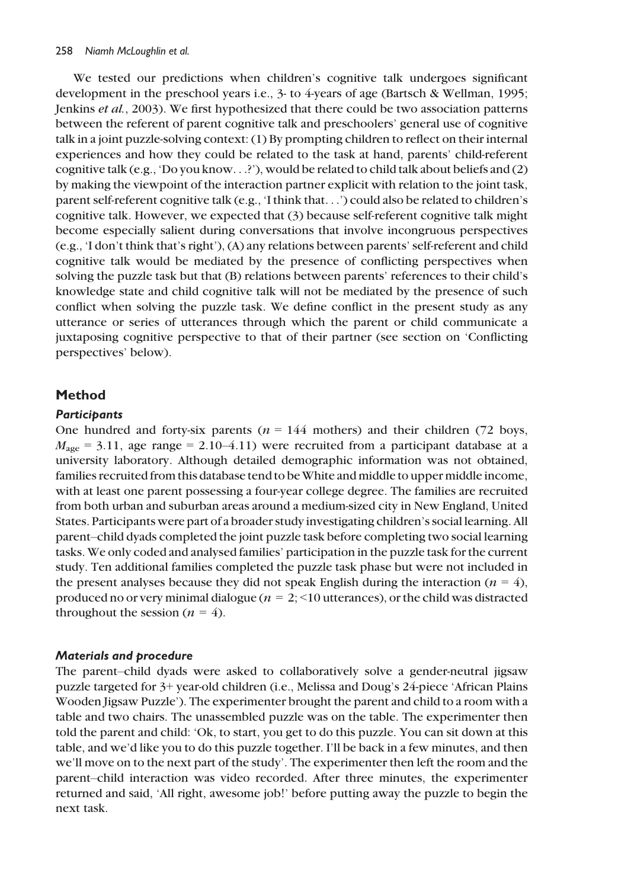We tested our predictions when children's cognitive talk undergoes significant development in the preschool years i.e., 3- to 4-years of age (Bartsch & Wellman, 1995; Jenkins *et al.*, 2003). We first hypothesized that there could be two association patterns between the referent of parent cognitive talk and preschoolers' general use of cognitive talk in a joint puzzle-solving context: (1) By prompting children to reflect on their internal experiences and how they could be related to the task at hand, parents' child-referent cognitive talk (e.g., 'Do you know. . .?'), would be related to child talk about beliefs and (2) by making the viewpoint of the interaction partner explicit with relation to the joint task, parent self-referent cognitive talk (e.g., 'I think that. . .') could also be related to children's cognitive talk. However, we expected that (3) because self-referent cognitive talk might become especially salient during conversations that involve incongruous perspectives (e.g., 'I don't think that's right'), (A) any relations between parents' self-referent and child cognitive talk would be mediated by the presence of conflicting perspectives when solving the puzzle task but that (B) relations between parents' references to their child's knowledge state and child cognitive talk will not be mediated by the presence of such conflict when solving the puzzle task. We define conflict in the present study as any utterance or series of utterances through which the parent or child communicate a juxtaposing cognitive perspective to that of their partner (see section on 'Conflicting perspectives' below).

## Method

### *Participants*

One hundred and forty-six parents ($n = 144$ mothers) and their children (72 boys, $M_{\text{age}} = 3.11$, age range = 2.10–4.11) were recruited from a participant database at a university laboratory. Although detailed demographic information was not obtained, families recruited from this database tend to be White and middle to upper middle income, with at least one parent possessing a four-year college degree. The families are recruited from both urban and suburban areas around a medium-sized city in New England, United States. Participants were part of a broader study investigating children's social learning. All parent–child dyads completed the joint puzzle task before completing two social learning tasks. We only coded and analysed families' participation in the puzzle task for the current study. Ten additional families completed the puzzle task phase but were not included in the present analyses because they did not speak English during the interaction ($n = 4$), produced no or very minimal dialogue ($n = 2$; <10 utterances), or the child was distracted throughout the session ($n = 4$).

### *Materials and procedure*

The parent–child dyads were asked to collaboratively solve a gender-neutral jigsaw puzzle targeted for 3+ year-old children (i.e., Melissa and Doug's 24-piece 'African Plains Wooden Jigsaw Puzzle'). The experimenter brought the parent and child to a room with a table and two chairs. The unassembled puzzle was on the table. The experimenter then told the parent and child: 'Ok, to start, you get to do this puzzle. You can sit down at this table, and we'd like you to do this puzzle together. I'll be back in a few minutes, and then we'll move on to the next part of the study'. The experimenter then left the room and the parent–child interaction was video recorded. After three minutes, the experimenter returned and said, 'All right, awesome job!' before putting away the puzzle to begin the next task.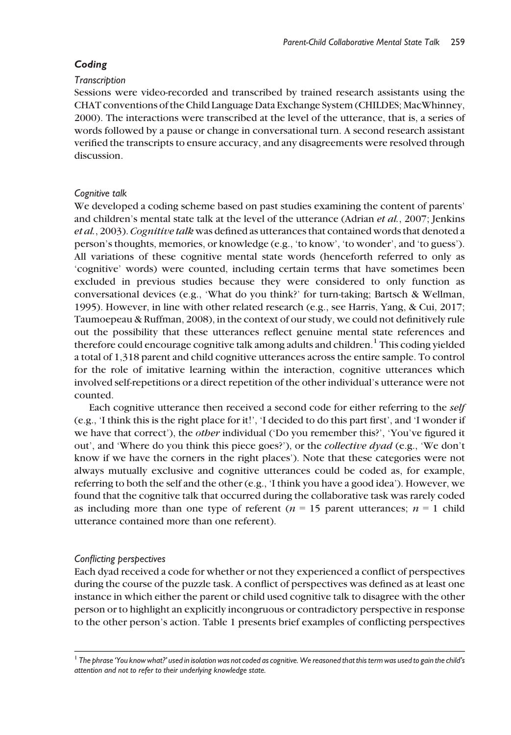### Coding

#### Transcription

Sessions were video-recorded and transcribed by trained research assistants using the CHAT conventions of the Child Language Data Exchange System (CHILDES; MacWhinney, 2000). The interactions were transcribed at the level of the utterance, that is, a series of words followed by a pause or change in conversational turn. A second research assistant verified the transcripts to ensure accuracy, and any disagreements were resolved through discussion.

#### Cognitive talk

We developed a coding scheme based on past studies examining the content of parents' and children's mental state talk at the level of the utterance (Adrian *et al.*, 2007; Jenkins *et al.*, 2003). *Cognitive talk* was defined as utterances that contained words that denoted a person's thoughts, memories, or knowledge (e.g., 'to know', 'to wonder', and 'to guess'). All variations of these cognitive mental state words (henceforth referred to only as 'cognitive' words) were counted, including certain terms that have sometimes been excluded in previous studies because they were considered to only function as conversational devices (e.g., 'What do you think?' for turn-taking; Bartsch & Wellman, 1995). However, in line with other related research (e.g., see Harris, Yang, & Cui, 2017; Taumoepeau & Ruffman, 2008), in the context of our study, we could not definitively rule out the possibility that these utterances reflect genuine mental state references and therefore could encourage cognitive talk among adults and children.[1] This coding yielded a total of 1,318 parent and child cognitive utterances across the entire sample. To control for the role of imitative learning within the interaction, cognitive utterances which involved self-repetitions or a direct repetition of the other individual's utterance were not counted.

Each cognitive utterance then received a second code for either referring to the *self* (e.g., 'I think this is the right place for it!', 'I decided to do this part first', and 'I wonder if we have that correct'), the *other* individual ('Do you remember this?', 'You've figured it out', and 'Where do you think this piece goes?'), or the *collective dyad* (e.g., 'We don't know if we have the corners in the right places'). Note that these categories were not always mutually exclusive and cognitive utterances could be coded as, for example, referring to both the self and the other (e.g., 'I think you have a good idea'). However, we found that the cognitive talk that occurred during the collaborative task was rarely coded as including more than one type of referent ($n = 15$ parent utterances; $n = 1$ child utterance contained more than one referent).

#### Conflicting perspectives

Each dyad received a code for whether or not they experienced a conflict of perspectives during the course of the puzzle task. A conflict of perspectives was defined as at least one instance in which either the parent or child used cognitive talk to disagree with the other person or to highlight an explicitly incongruous or contradictory perspective in response to the other person's action. Table 1 presents brief examples of conflicting perspectives

[1] *The phrase 'You know what?' used in isolation was not coded as cognitive. We reasoned that this term was used to gain the child's attention and not to refer to their underlying knowledge state.*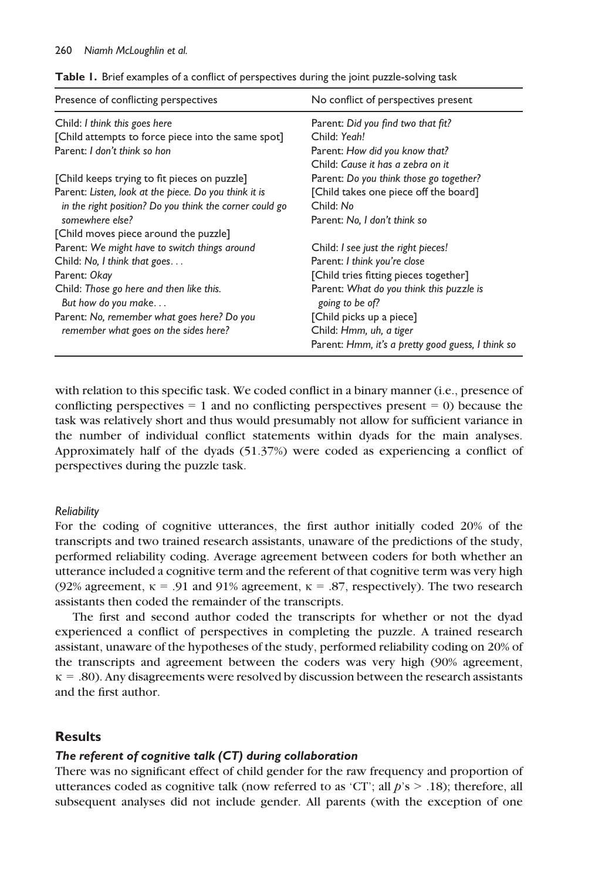**Table 1.** Brief examples of a conflict of perspectives during the joint puzzle-solving task

| Presence of conflicting perspectives | No conflict of perspectives present |
|---|---|
| Child: *I think this goes here*<br>[Child attempts to force piece into the same spot]<br>Parent: *I don't think so hon* | Parent: *Did you find two that fit?*<br>Child: *Yeah!*<br>Parent: *How did you know that?*<br>Child: *Cause it has a zebra on it* |
| [Child keeps trying to fit pieces on puzzle]<br>Parent: *Listen, look at the piece. Do you think it is in the right position? Do you think the corner could go somewhere else?*<br>[Child moves piece around the puzzle] | Parent: *Do you think those go together?*<br>[Child takes one piece off the board]<br>Child: *No*<br>Parent: *No, I don't think so* |
| Parent: *We might have to switch things around*<br>Child: *No, I think that goes…*<br>Parent: *Okay*<br>Child: *Those go here and then like this. But how do you make…*<br>Parent: *No, remember what goes here? Do you remember what goes on the sides here?* | Child: *I see just the right pieces!*<br>Parent: *I think you're close*<br>[Child tries fitting pieces together]<br>Parent: *What do you think this puzzle is going to be of?*<br>[Child picks up a piece]<br>Child: *Hmm, uh, a tiger*<br>Parent: *Hmm, it's a pretty good guess, I think so* |

with relation to this specific task. We coded conflict in a binary manner (i.e., presence of conflicting perspectives = 1 and no conflicting perspectives present = 0) because the task was relatively short and thus would presumably not allow for sufficient variance in the number of individual conflict statements within dyads for the main analyses. Approximately half of the dyads (51.37%) were coded as experiencing a conflict of perspectives during the puzzle task.

#### *Reliability*

For the coding of cognitive utterances, the first author initially coded 20% of the transcripts and two trained research assistants, unaware of the predictions of the study, performed reliability coding. Average agreement between coders for both whether an utterance included a cognitive term and the referent of that cognitive term was very high (92% agreement, $\kappa = .91$ and 91% agreement, $\kappa = .87$, respectively). The two research assistants then coded the remainder of the transcripts.

The first and second author coded the transcripts for whether or not the dyad experienced a conflict of perspectives in completing the puzzle. A trained research assistant, unaware of the hypotheses of the study, performed reliability coding on 20% of the transcripts and agreement between the coders was very high (90% agreement, $\kappa = .80$). Any disagreements were resolved by discussion between the research assistants and the first author.

## Results

### *The referent of cognitive talk (CT) during collaboration*

There was no significant effect of child gender for the raw frequency and proportion of utterances coded as cognitive talk (now referred to as 'CT'; all $p$'s $> .18$); therefore, all subsequent analyses did not include gender. All parents (with the exception of one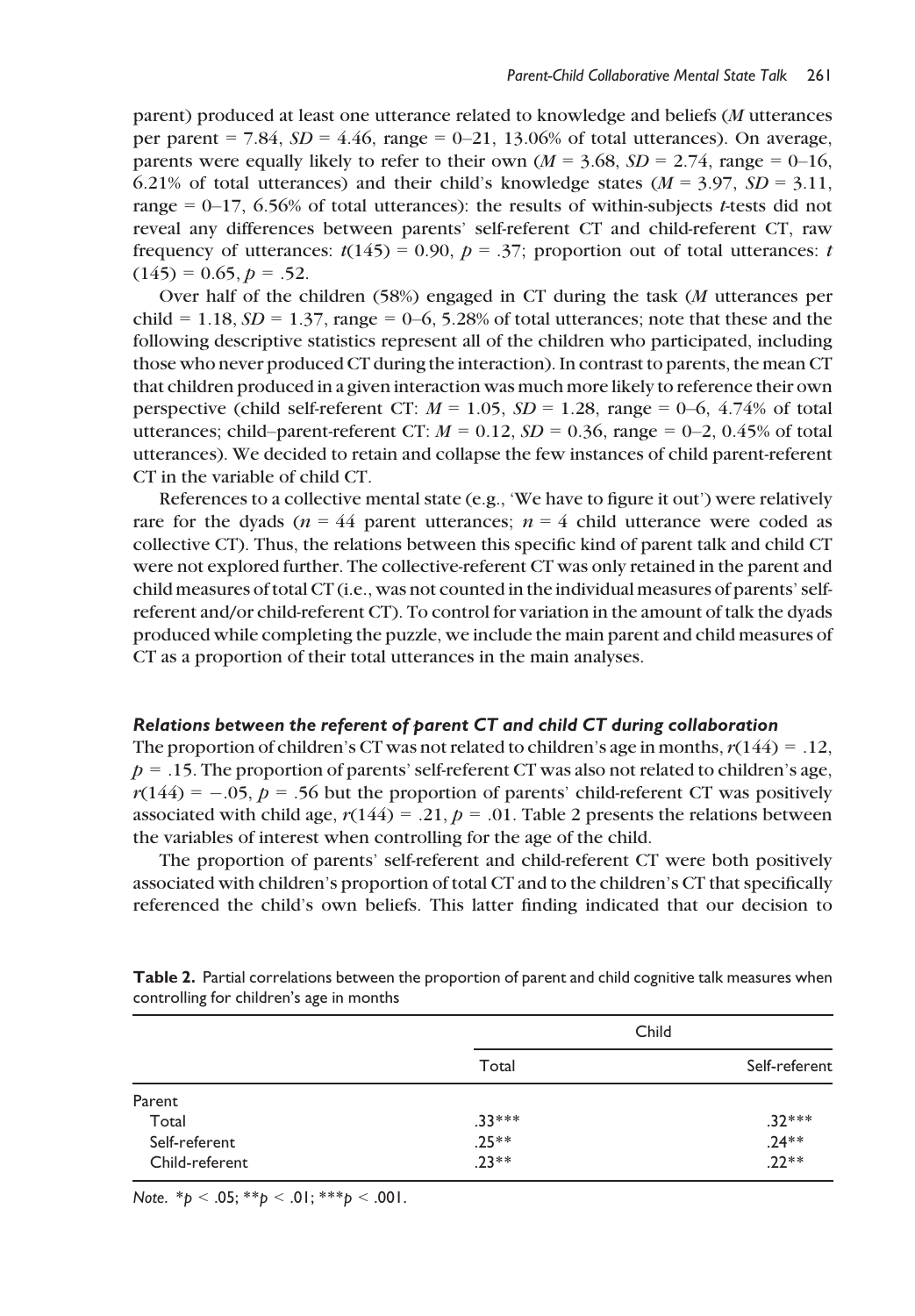parent) produced at least one utterance related to knowledge and beliefs (*M* utterances per parent = 7.84, $SD = 4.46$, range = 0–21, 13.06% of total utterances). On average, parents were equally likely to refer to their own ($M = 3.68$, $SD = 2.74$, range = 0–16, 6.21% of total utterances) and their child's knowledge states ($M = 3.97$, $SD = 3.11$, range = 0–17, 6.56% of total utterances): the results of within-subjects *t*-tests did not reveal any differences between parents' self-referent CT and child-referent CT, raw frequency of utterances: $t(145) = 0.90$, $p = .37$; proportion out of total utterances: $t(145) = 0.65$, $p = .52$.

Over half of the children (58%) engaged in CT during the task (*M* utterances per child = 1.18, $SD = 1.37$, range = 0–6, 5.28% of total utterances; note that these and the following descriptive statistics represent all of the children who participated, including those who never produced CT during the interaction). In contrast to parents, the mean CT that children produced in a given interaction was much more likely to reference their own perspective (child self-referent CT: $M = 1.05$, $SD = 1.28$, range = 0–6, 4.74% of total utterances; child–parent-referent CT: $M = 0.12$, $SD = 0.36$, range = 0–2, 0.45% of total utterances). We decided to retain and collapse the few instances of child parent-referent CT in the variable of child CT.

References to a collective mental state (e.g., 'We have to figure it out') were relatively rare for the dyads ($n = 44$ parent utterances; $n = 4$ child utterance were coded as collective CT). Thus, the relations between this specific kind of parent talk and child CT were not explored further. The collective-referent CT was only retained in the parent and child measures of total CT (i.e., was not counted in the individual measures of parents' self-referent and/or child-referent CT). To control for variation in the amount of talk the dyads produced while completing the puzzle, we include the main parent and child measures of CT as a proportion of their total utterances in the main analyses.

#### *Relations between the referent of parent CT and child CT during collaboration*

The proportion of children's CT was not related to children's age in months, $r(144) = .12$, $p = .15$. The proportion of parents' self-referent CT was also not related to children's age, $r(144) = -.05$, $p = .56$ but the proportion of parents' child-referent CT was positively associated with child age, $r(144) = .21$, $p = .01$. Table 2 presents the relations between the variables of interest when controlling for the age of the child.

The proportion of parents' self-referent and child-referent CT were both positively associated with children's proportion of total CT and to the children's CT that specifically referenced the child's own beliefs. This latter finding indicated that our decision to

**Table 2.** Partial correlations between the proportion of parent and child cognitive talk measures when controlling for children's age in months

| | Child | |
|---|---|---|
| | Total | Self-referent |
| Parent | | |
| Total | .33*** | .32*** |
| Self-referent | .25** | .24** |
| Child-referent | .23** | .22** |

*Note.* *$p < .05$; **$p < .01$; ***$p < .001$.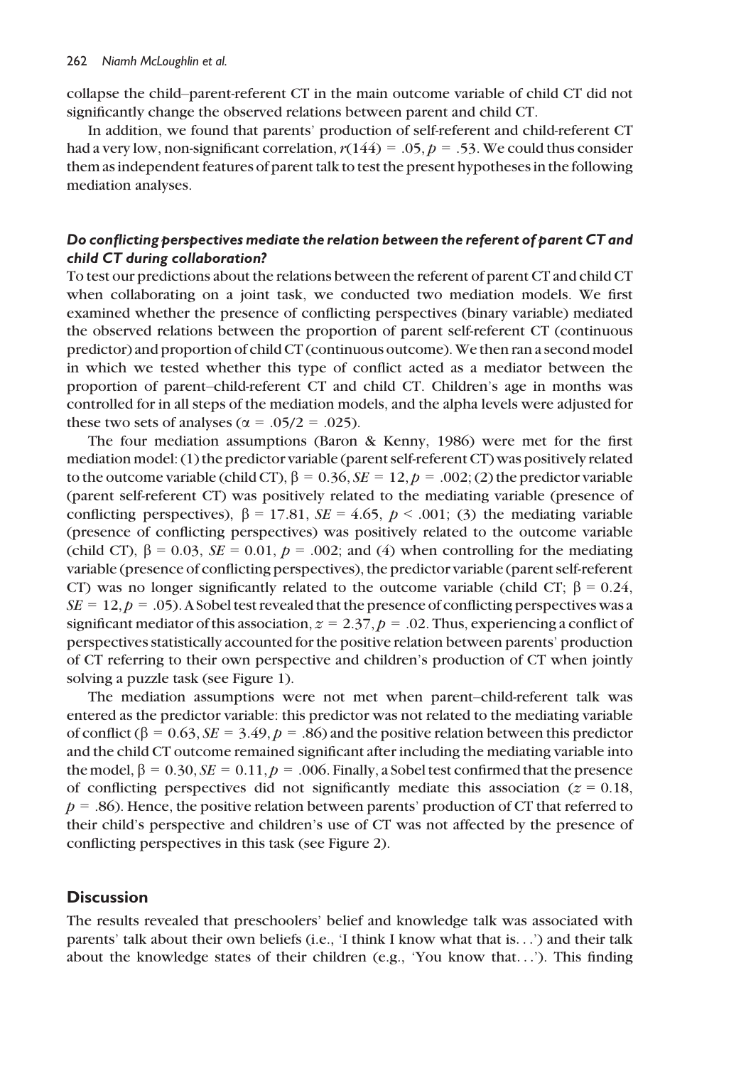collapse the child–parent-referent CT in the main outcome variable of child CT did not significantly change the observed relations between parent and child CT.

In addition, we found that parents' production of self-referent and child-referent CT had a very low, non-significant correlation, $r(144) = .05, p = .53$. We could thus consider them as independent features of parent talk to test the present hypotheses in the following mediation analyses.

### *Do conflicting perspectives mediate the relation between the referent of parent CT and child CT during collaboration?*

To test our predictions about the relations between the referent of parent CT and child CT when collaborating on a joint task, we conducted two mediation models. We first examined whether the presence of conflicting perspectives (binary variable) mediated the observed relations between the proportion of parent self-referent CT (continuous predictor) and proportion of child CT (continuous outcome). We then ran a second model in which we tested whether this type of conflict acted as a mediator between the proportion of parent–child-referent CT and child CT. Children's age in months was controlled for in all steps of the mediation models, and the alpha levels were adjusted for these two sets of analyses ($\alpha = .05/2 = .025$).

The four mediation assumptions (Baron & Kenny, 1986) were met for the first mediation model: (1) the predictor variable (parent self-referent CT) was positively related to the outcome variable (child CT), $\beta = 0.36, SE = 12, p = .002$; (2) the predictor variable (parent self-referent CT) was positively related to the mediating variable (presence of conflicting perspectives), $\beta = 17.81, SE = 4.65, p < .001$; (3) the mediating variable (presence of conflicting perspectives) was positively related to the outcome variable (child CT), $\beta = 0.03, SE = 0.01, p = .002$; and (4) when controlling for the mediating variable (presence of conflicting perspectives), the predictor variable (parent self-referent CT) was no longer significantly related to the outcome variable (child CT; $\beta = 0.24, SE = 12, p = .05$). A Sobel test revealed that the presence of conflicting perspectives was a significant mediator of this association, $z = 2.37, p = .02$. Thus, experiencing a conflict of perspectives statistically accounted for the positive relation between parents' production of CT referring to their own perspective and children's production of CT when jointly solving a puzzle task (see Figure 1).

The mediation assumptions were not met when parent–child-referent talk was entered as the predictor variable: this predictor was not related to the mediating variable of conflict ($\beta = 0.63, SE = 3.49, p = .86$) and the positive relation between this predictor and the child CT outcome remained significant after including the mediating variable into the model, $\beta = 0.30, SE = 0.11, p = .006$. Finally, a Sobel test confirmed that the presence of conflicting perspectives did not significantly mediate this association ($z = 0.18, p = .86$). Hence, the positive relation between parents' production of CT that referred to their child's perspective and children's use of CT was not affected by the presence of conflicting perspectives in this task (see Figure 2).

## Discussion

The results revealed that preschoolers' belief and knowledge talk was associated with parents' talk about their own beliefs (i.e., 'I think I know what that is…') and their talk about the knowledge states of their children (e.g., 'You know that…'). This finding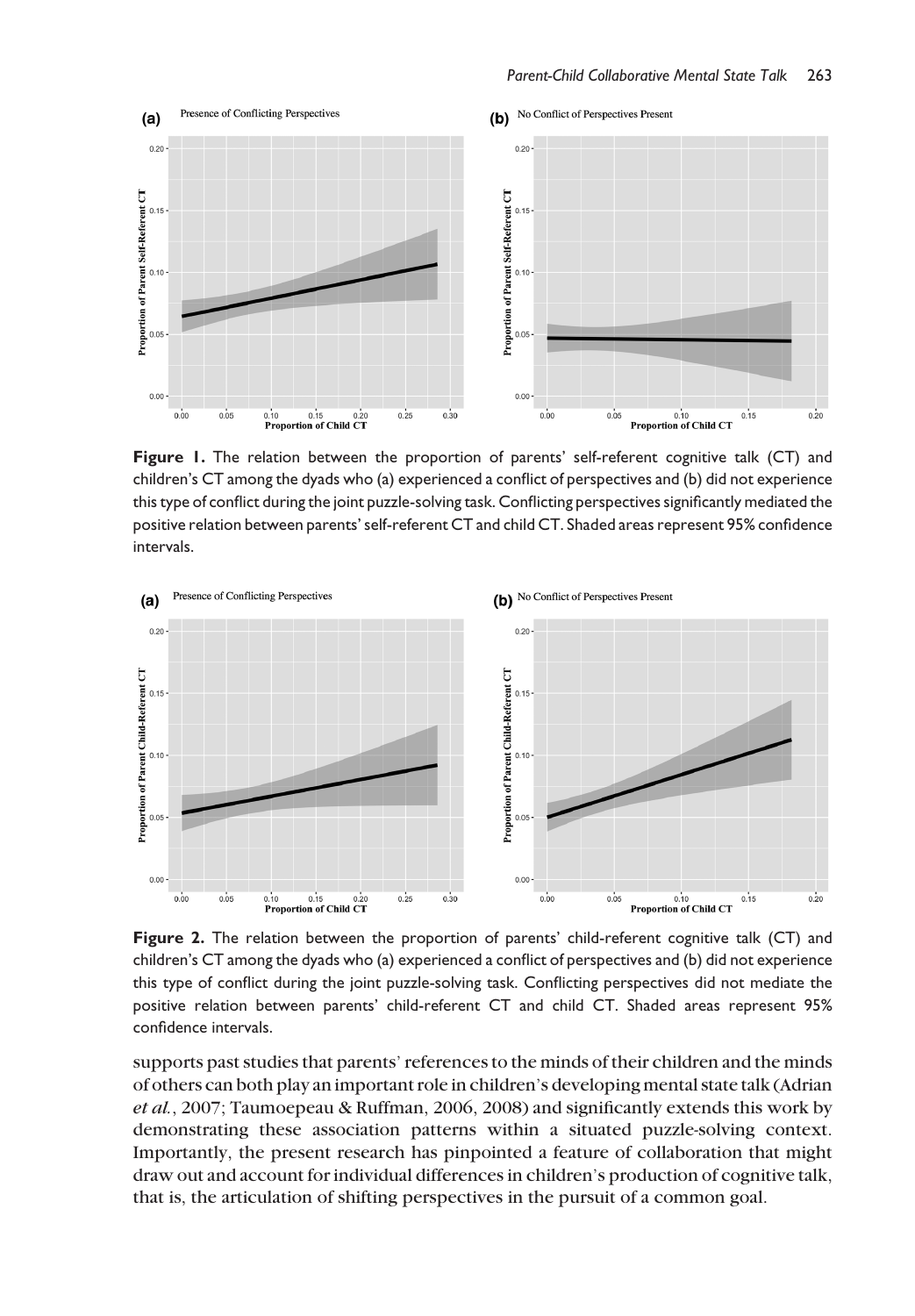**Figure 1.** The relation between the proportion of parents' self-referent cognitive talk (CT) and children's CT among the dyads who (a) experienced a conflict of perspectives and (b) did not experience this type of conflict during the joint puzzle-solving task. Conflicting perspectives significantly mediated the positive relation between parents' self-referent CT and child CT. Shaded areas represent 95% confidence intervals.

**Figure 2.** The relation between the proportion of parents' child-referent cognitive talk (CT) and children's CT among the dyads who (a) experienced a conflict of perspectives and (b) did not experience this type of conflict during the joint puzzle-solving task. Conflicting perspectives did not mediate the positive relation between parents' child-referent CT and child CT. Shaded areas represent 95% confidence intervals.

supports past studies that parents' references to the minds of their children and the minds of others can both play an important role in children's developing mental state talk (Adrian *et al.*, 2007; Taumoepeau & Ruffman, 2006, 2008) and significantly extends this work by demonstrating these association patterns within a situated puzzle-solving context. Importantly, the present research has pinpointed a feature of collaboration that might draw out and account for individual differences in children's production of cognitive talk, that is, the articulation of shifting perspectives in the pursuit of a common goal.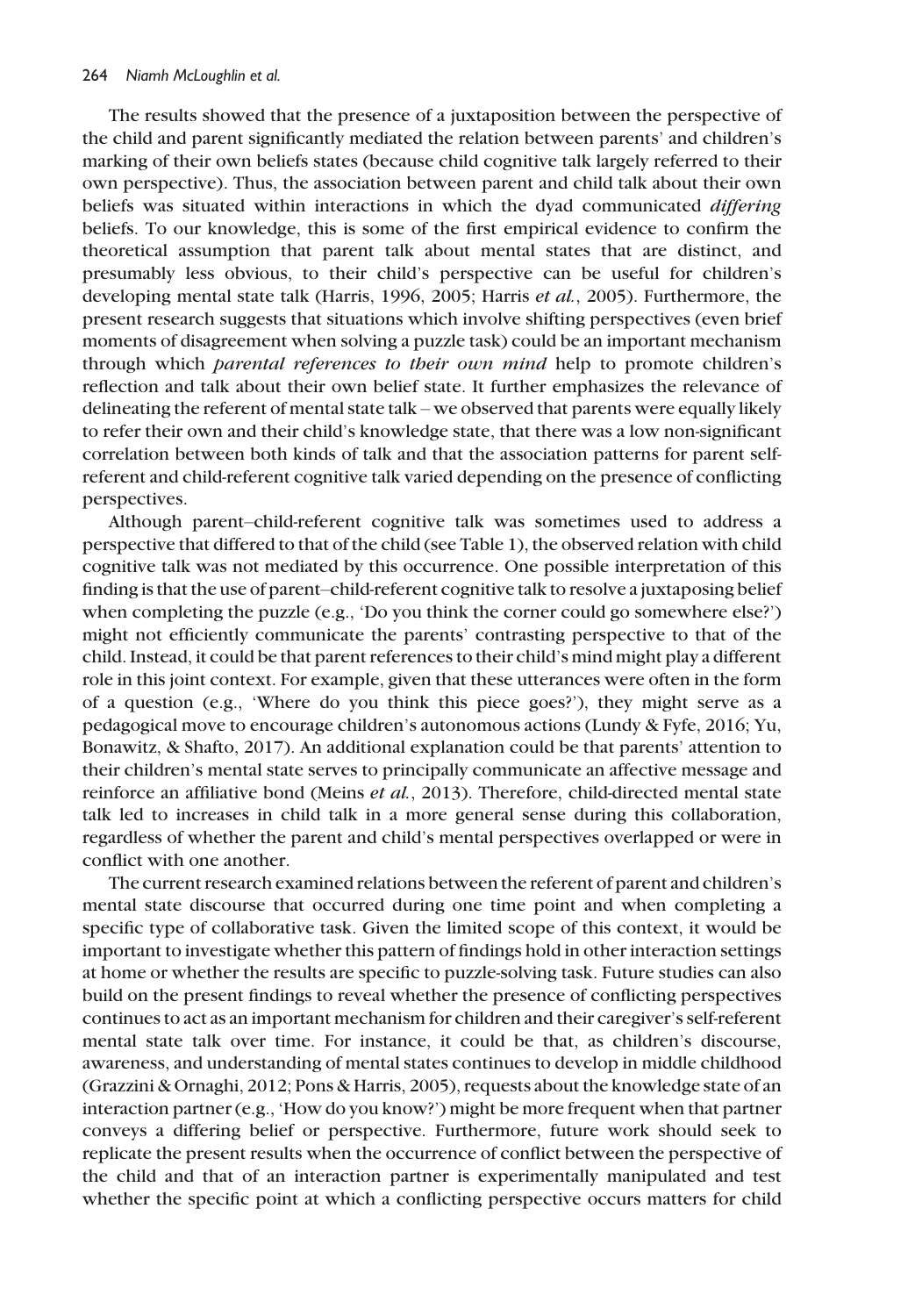The results showed that the presence of a juxtaposition between the perspective of the child and parent significantly mediated the relation between parents' and children's marking of their own beliefs states (because child cognitive talk largely referred to their own perspective). Thus, the association between parent and child talk about their own beliefs was situated within interactions in which the dyad communicated *differing* beliefs. To our knowledge, this is some of the first empirical evidence to confirm the theoretical assumption that parent talk about mental states that are distinct, and presumably less obvious, to their child's perspective can be useful for children's developing mental state talk (Harris, 1996, 2005; Harris *et al.*, 2005). Furthermore, the present research suggests that situations which involve shifting perspectives (even brief moments of disagreement when solving a puzzle task) could be an important mechanism through which *parental references to their own mind* help to promote children's reflection and talk about their own belief state. It further emphasizes the relevance of delineating the referent of mental state talk – we observed that parents were equally likely to refer their own and their child's knowledge state, that there was a low non-significant correlation between both kinds of talk and that the association patterns for parent self-referent and child-referent cognitive talk varied depending on the presence of conflicting perspectives.

Although parent–child-referent cognitive talk was sometimes used to address a perspective that differed to that of the child (see Table 1), the observed relation with child cognitive talk was not mediated by this occurrence. One possible interpretation of this finding is that the use of parent–child-referent cognitive talk to resolve a juxtaposing belief when completing the puzzle (e.g., 'Do you think the corner could go somewhere else?') might not efficiently communicate the parents' contrasting perspective to that of the child. Instead, it could be that parent references to their child's mind might play a different role in this joint context. For example, given that these utterances were often in the form of a question (e.g., 'Where do you think this piece goes?'), they might serve as a pedagogical move to encourage children's autonomous actions (Lundy & Fyfe, 2016; Yu, Bonawitz, & Shafto, 2017). An additional explanation could be that parents' attention to their children's mental state serves to principally communicate an affective message and reinforce an affiliative bond (Meins *et al.*, 2013). Therefore, child-directed mental state talk led to increases in child talk in a more general sense during this collaboration, regardless of whether the parent and child's mental perspectives overlapped or were in conflict with one another.

The current research examined relations between the referent of parent and children's mental state discourse that occurred during one time point and when completing a specific type of collaborative task. Given the limited scope of this context, it would be important to investigate whether this pattern of findings hold in other interaction settings at home or whether the results are specific to puzzle-solving task. Future studies can also build on the present findings to reveal whether the presence of conflicting perspectives continues to act as an important mechanism for children and their caregiver's self-referent mental state talk over time. For instance, it could be that, as children's discourse, awareness, and understanding of mental states continues to develop in middle childhood (Grazzini & Ornaghi, 2012; Pons & Harris, 2005), requests about the knowledge state of an interaction partner (e.g., 'How do you know?') might be more frequent when that partner conveys a differing belief or perspective. Furthermore, future work should seek to replicate the present results when the occurrence of conflict between the perspective of the child and that of an interaction partner is experimentally manipulated and test whether the specific point at which a conflicting perspective occurs matters for child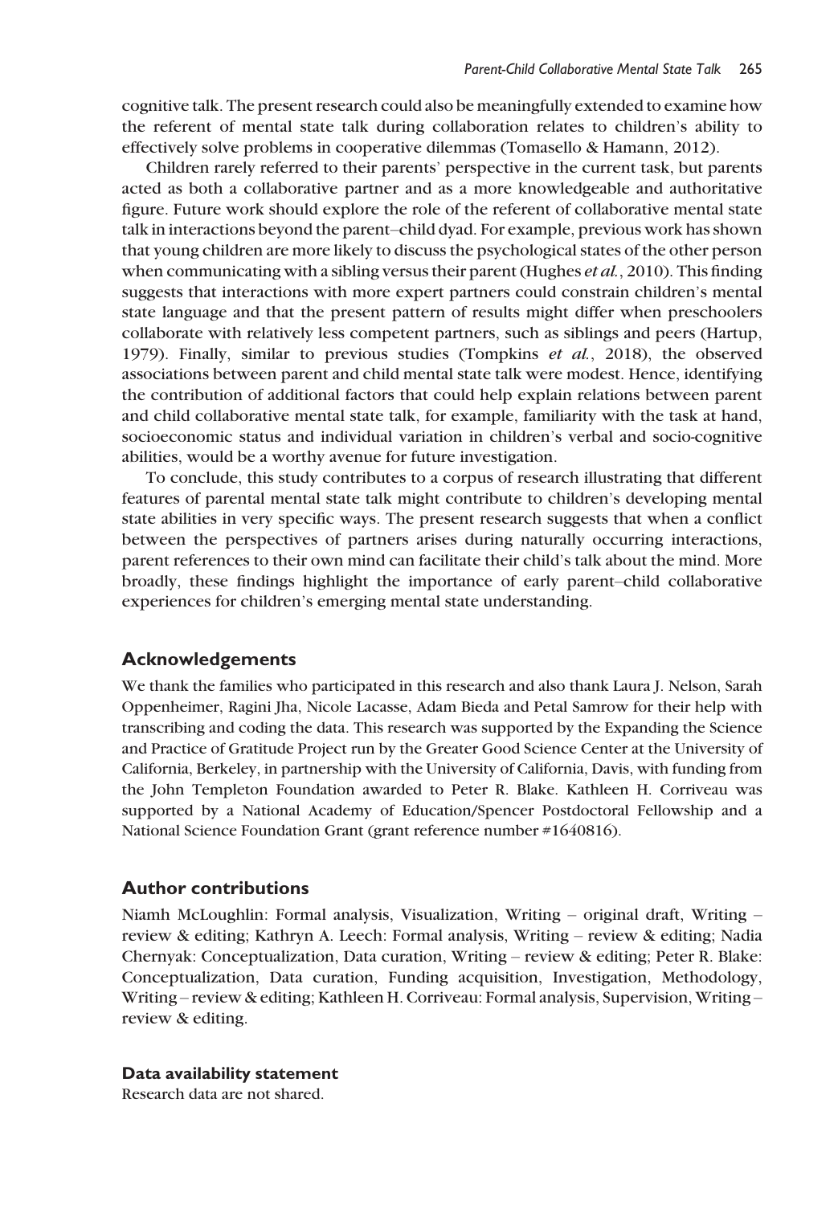cognitive talk. The present research could also be meaningfully extended to examine how the referent of mental state talk during collaboration relates to children's ability to effectively solve problems in cooperative dilemmas (Tomasello & Hamann, 2012).

Children rarely referred to their parents' perspective in the current task, but parents acted as both a collaborative partner and as a more knowledgeable and authoritative figure. Future work should explore the role of the referent of collaborative mental state talk in interactions beyond the parent–child dyad. For example, previous work has shown that young children are more likely to discuss the psychological states of the other person when communicating with a sibling versus their parent (Hughes *et al.*, 2010). This finding suggests that interactions with more expert partners could constrain children's mental state language and that the present pattern of results might differ when preschoolers collaborate with relatively less competent partners, such as siblings and peers (Hartup, 1979). Finally, similar to previous studies (Tompkins *et al.*, 2018), the observed associations between parent and child mental state talk were modest. Hence, identifying the contribution of additional factors that could help explain relations between parent and child collaborative mental state talk, for example, familiarity with the task at hand, socioeconomic status and individual variation in children's verbal and socio-cognitive abilities, would be a worthy avenue for future investigation.

To conclude, this study contributes to a corpus of research illustrating that different features of parental mental state talk might contribute to children's developing mental state abilities in very specific ways. The present research suggests that when a conflict between the perspectives of partners arises during naturally occurring interactions, parent references to their own mind can facilitate their child's talk about the mind. More broadly, these findings highlight the importance of early parent–child collaborative experiences for children's emerging mental state understanding.

## Acknowledgements

We thank the families who participated in this research and also thank Laura J. Nelson, Sarah Oppenheimer, Ragini Jha, Nicole Lacasse, Adam Bieda and Petal Samrow for their help with transcribing and coding the data. This research was supported by the Expanding the Science and Practice of Gratitude Project run by the Greater Good Science Center at the University of California, Berkeley, in partnership with the University of California, Davis, with funding from the John Templeton Foundation awarded to Peter R. Blake. Kathleen H. Corriveau was supported by a National Academy of Education/Spencer Postdoctoral Fellowship and a National Science Foundation Grant (grant reference number #1640816).

## Author contributions

Niamh McLoughlin: Formal analysis, Visualization, Writing – original draft, Writing – review & editing; Kathryn A. Leech: Formal analysis, Writing – review & editing; Nadia Chernyak: Conceptualization, Data curation, Writing – review & editing; Peter R. Blake: Conceptualization, Data curation, Funding acquisition, Investigation, Methodology, Writing – review & editing; Kathleen H. Corriveau: Formal analysis, Supervision, Writing – review & editing.

### Data availability statement

Research data are not shared.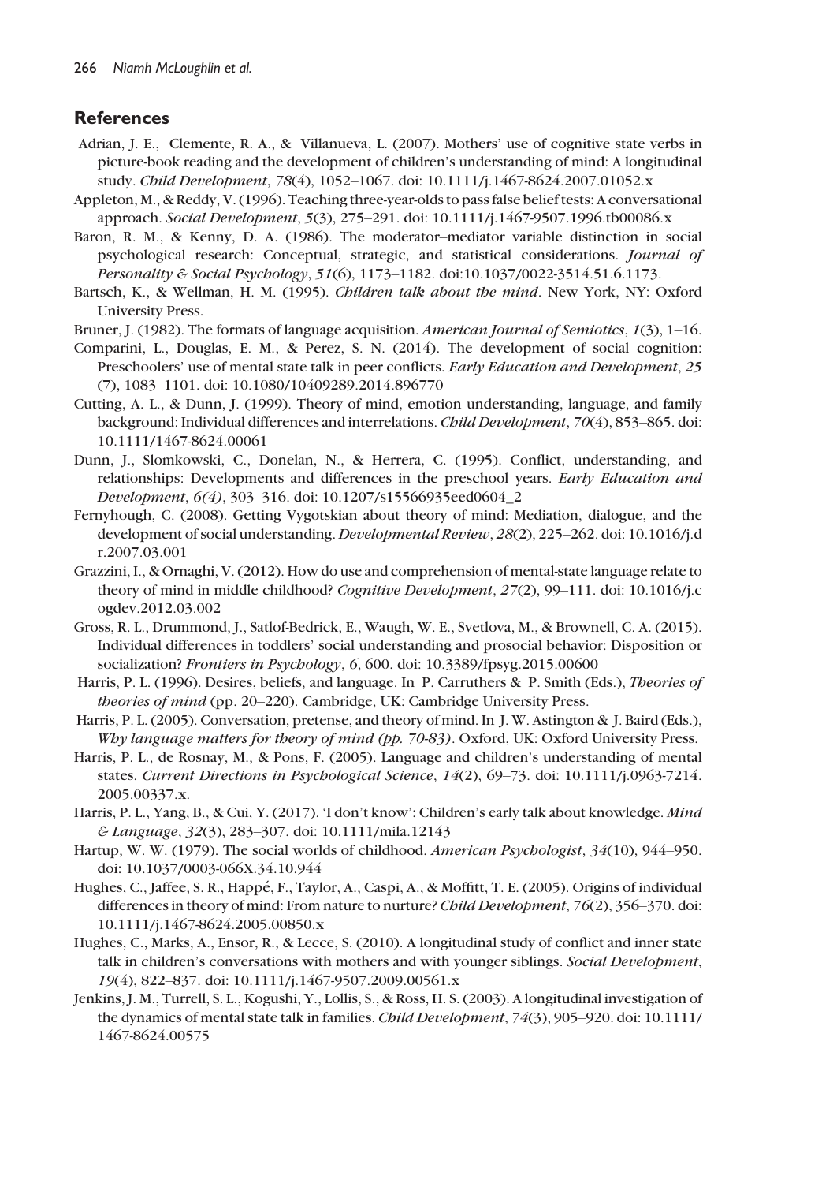## References

Adrian, J. E., Clemente, R. A., & Villanueva, L. (2007). Mothers' use of cognitive state verbs in picture-book reading and the development of children's understanding of mind: A longitudinal study. *Child Development*, *78*(4), 1052–1067. doi: 10.1111/j.1467-8624.2007.01052.x

Appleton, M., & Reddy, V. (1996). Teaching three-year-olds to pass false belief tests: A conversational approach. *Social Development*, *5*(3), 275–291. doi: 10.1111/j.1467-9507.1996.tb00086.x

Baron, R. M., & Kenny, D. A. (1986). The moderator–mediator variable distinction in social psychological research: Conceptual, strategic, and statistical considerations. *Journal of Personality & Social Psychology*, *51*(6), 1173–1182. doi:10.1037/0022-3514.51.6.1173.

Bartsch, K., & Wellman, H. M. (1995). *Children talk about the mind*. New York, NY: Oxford University Press.

Bruner, J. (1982). The formats of language acquisition. *American Journal of Semiotics*, *1*(3), 1–16.

Comparini, L., Douglas, E. M., & Perez, S. N. (2014). The development of social cognition: Preschoolers' use of mental state talk in peer conflicts. *Early Education and Development*, *25* (7), 1083–1101. doi: 10.1080/10409289.2014.896770

Cutting, A. L., & Dunn, J. (1999). Theory of mind, emotion understanding, language, and family background: Individual differences and interrelations. *Child Development*, *70*(4), 853–865. doi: 10.1111/1467-8624.00061

Dunn, J., Slomkowski, C., Donelan, N., & Herrera, C. (1995). Conflict, understanding, and relationships: Developments and differences in the preschool years. *Early Education and Development*, *6(4)*, 303–316. doi: 10.1207/s15566935eed0604_2

Fernyhough, C. (2008). Getting Vygotskian about theory of mind: Mediation, dialogue, and the development of social understanding. *Developmental Review*, *28*(2), 225–262. doi: 10.1016/j.dr.2007.03.001

Grazzini, I., & Ornaghi, V. (2012). How do use and comprehension of mental-state language relate to theory of mind in middle childhood? *Cognitive Development*, *27*(2), 99–111. doi: 10.1016/j.cogdev.2012.03.002

Gross, R. L., Drummond, J., Satlof-Bedrick, E., Waugh, W. E., Svetlova, M., & Brownell, C. A. (2015). Individual differences in toddlers' social understanding and prosocial behavior: Disposition or socialization? *Frontiers in Psychology*, *6*, 600. doi: 10.3389/fpsyg.2015.00600

Harris, P. L. (1996). Desires, beliefs, and language. In P. Carruthers & P. Smith (Eds.), *Theories of theories of mind* (pp. 20–220). Cambridge, UK: Cambridge University Press.

Harris, P. L. (2005). Conversation, pretense, and theory of mind. In J. W. Astington & J. Baird (Eds.), *Why language matters for theory of mind (pp. 70-83)*. Oxford, UK: Oxford University Press.

Harris, P. L., de Rosnay, M., & Pons, F. (2005). Language and children's understanding of mental states. *Current Directions in Psychological Science*, *14*(2), 69–73. doi: 10.1111/j.0963-7214.2005.00337.x.

Harris, P. L., Yang, B., & Cui, Y. (2017). 'I don't know': Children's early talk about knowledge. *Mind & Language*, *32*(3), 283–307. doi: 10.1111/mila.12143

Hartup, W. W. (1979). The social worlds of childhood. *American Psychologist*, *34*(10), 944–950. doi: 10.1037/0003-066X.34.10.944

Hughes, C., Jaffee, S. R., Happé, F., Taylor, A., Caspi, A., & Moffitt, T. E. (2005). Origins of individual differences in theory of mind: From nature to nurture? *Child Development*, *76*(2), 356–370. doi: 10.1111/j.1467-8624.2005.00850.x

Hughes, C., Marks, A., Ensor, R., & Lecce, S. (2010). A longitudinal study of conflict and inner state talk in children's conversations with mothers and with younger siblings. *Social Development*, *19*(4), 822–837. doi: 10.1111/j.1467-9507.2009.00561.x

Jenkins, J. M., Turrell, S. L., Kogushi, Y., Lollis, S., & Ross, H. S. (2003). A longitudinal investigation of the dynamics of mental state talk in families. *Child Development*, *74*(3), 905–920. doi: 10.1111/1467-8624.00575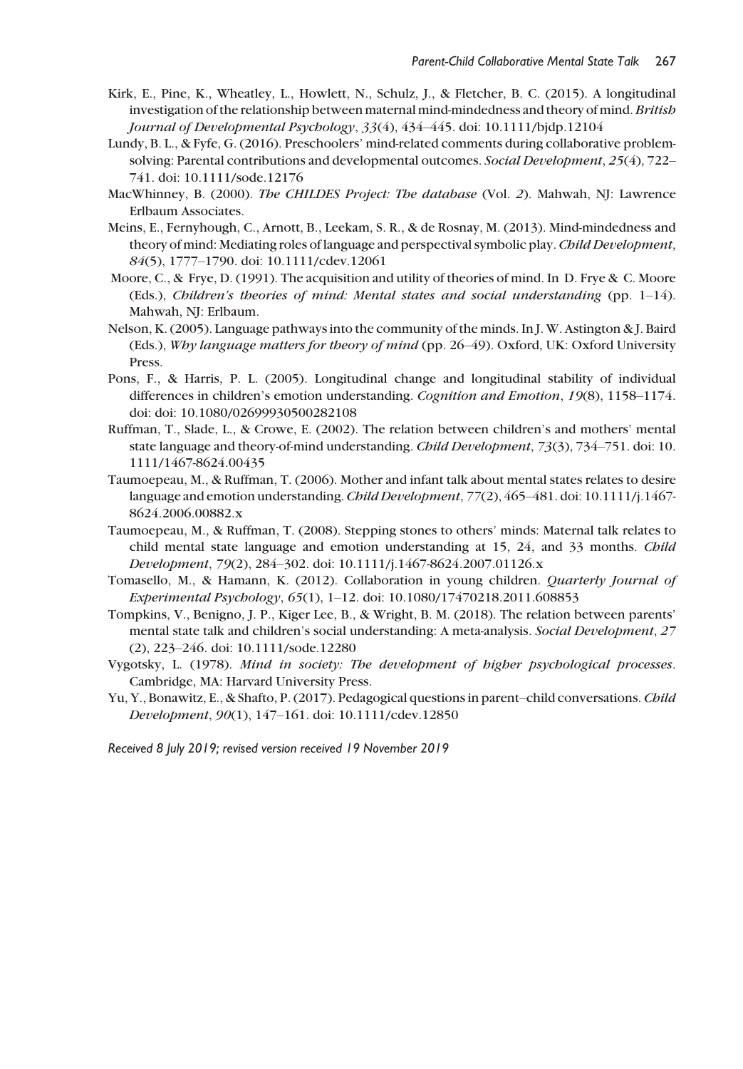Kirk, E., Pine, K., Wheatley, L., Howlett, N., Schulz, J., & Fletcher, B. C. (2015). A longitudinal investigation of the relationship between maternal mind-mindedness and theory of mind. *British Journal of Developmental Psychology*, *33*(4), 434–445. doi: 10.1111/bjdp.12104

Lundy, B. L., & Fyfe, G. (2016). Preschoolers' mind-related comments during collaborative problem-solving: Parental contributions and developmental outcomes. *Social Development*, *25*(4), 722–741. doi: 10.1111/sode.12176

MacWhinney, B. (2000). *The CHILDES Project: The database* (Vol. *2*). Mahwah, NJ: Lawrence Erlbaum Associates.

Meins, E., Fernyhough, C., Arnott, B., Leekam, S. R., & de Rosnay, M. (2013). Mind-mindedness and theory of mind: Mediating roles of language and perspectival symbolic play. *Child Development*, *84*(5), 1777–1790. doi: 10.1111/cdev.12061

Moore, C., & Frye, D. (1991). The acquisition and utility of theories of mind. In D. Frye & C. Moore (Eds.), *Children's theories of mind: Mental states and social understanding* (pp. 1–14). Mahwah, NJ: Erlbaum.

Nelson, K. (2005). Language pathways into the community of the minds. In J. W. Astington & J. Baird (Eds.), *Why language matters for theory of mind* (pp. 26–49). Oxford, UK: Oxford University Press.

Pons, F., & Harris, P. L. (2005). Longitudinal change and longitudinal stability of individual differences in children's emotion understanding. *Cognition and Emotion*, *19*(8), 1158–1174. doi: doi: 10.1080/02699930500282108

Ruffman, T., Slade, L., & Crowe, E. (2002). The relation between children's and mothers' mental state language and theory-of-mind understanding. *Child Development*, *73*(3), 734–751. doi: 10.1111/1467-8624.00435

Taumoepeau, M., & Ruffman, T. (2006). Mother and infant talk about mental states relates to desire language and emotion understanding. *Child Development*, *77*(2), 465–481. doi: 10.1111/j.1467-8624.2006.00882.x

Taumoepeau, M., & Ruffman, T. (2008). Stepping stones to others' minds: Maternal talk relates to child mental state language and emotion understanding at 15, 24, and 33 months. *Child Development*, *79*(2), 284–302. doi: 10.1111/j.1467-8624.2007.01126.x

Tomasello, M., & Hamann, K. (2012). Collaboration in young children. *Quarterly Journal of Experimental Psychology*, *65*(1), 1–12. doi: 10.1080/17470218.2011.608853

Tompkins, V., Benigno, J. P., Kiger Lee, B., & Wright, B. M. (2018). The relation between parents' mental state talk and children's social understanding: A meta-analysis. *Social Development*, *27*(2), 223–246. doi: 10.1111/sode.12280

Vygotsky, L. (1978). *Mind in society: The development of higher psychological processes*. Cambridge, MA: Harvard University Press.

Yu, Y., Bonawitz, E., & Shafto, P. (2017). Pedagogical questions in parent–child conversations. *Child Development*, *90*(1), 147–161. doi: 10.1111/cdev.12850

*Received 8 July 2019; revised version received 19 November 2019*